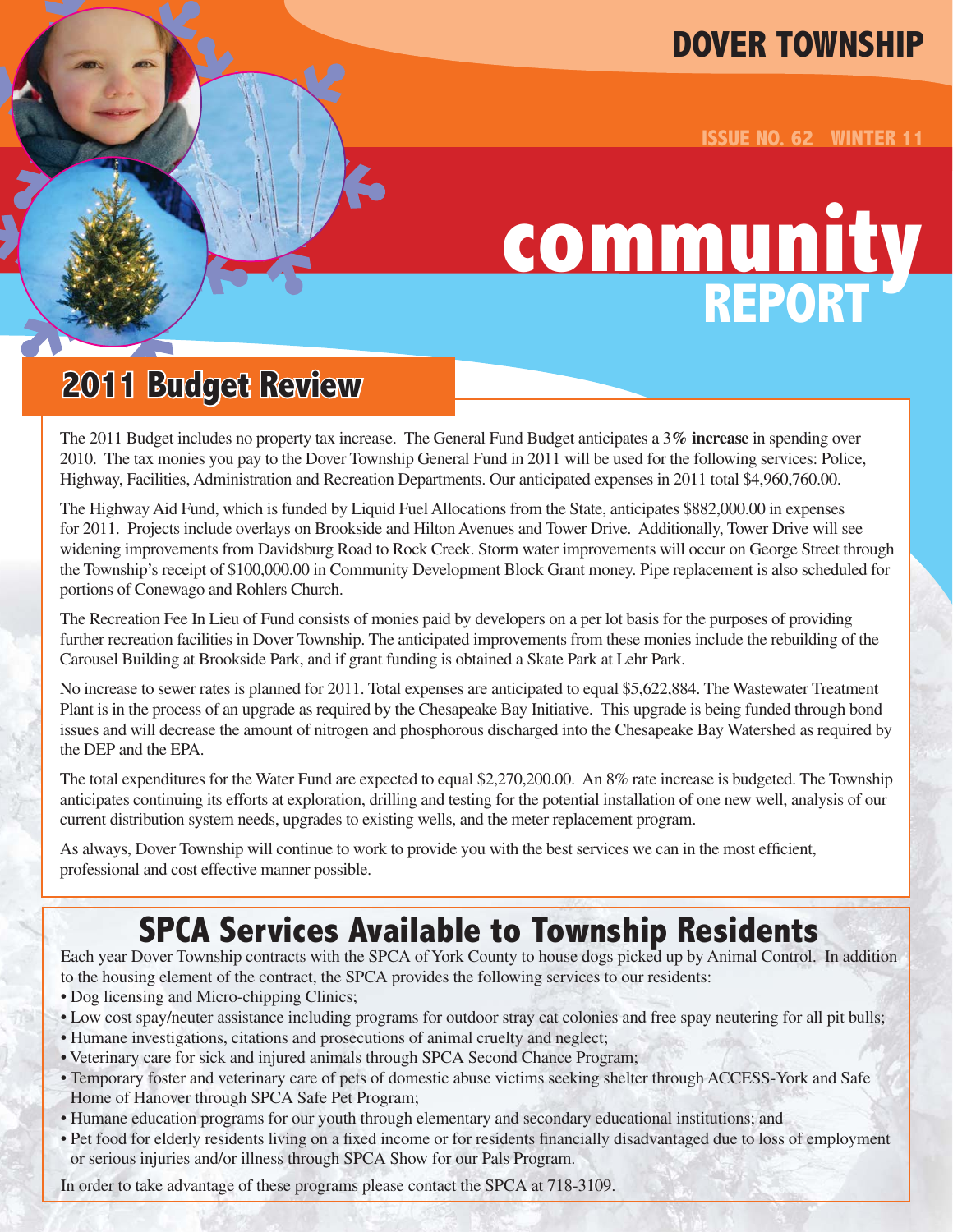# DOVER TOWNSHIP

ISSUE NO. 62 WINTER 11

# community REPORT

## 2011 Budget Review

The 2011 Budget includes no property tax increase. The General Fund Budget anticipates a 3% **increase** in spending over 2010. The tax monies you pay to the Dover Township General Fund in 2011 will be used for the following services: Police, Highway, Facilities, Administration and Recreation Departments. Our anticipated expenses in 2011 total $4,960,760.00.

The Highway Aid Fund, which is funded by Liquid Fuel Allocations from the State, anticipates $882,000.00 in expenses for 2011. Projects include overlays on Brookside and Hilton Avenues and Tower Drive. Additionally, Tower Drive will see widening improvements from Davidsburg Road to Rock Creek. Storm water improvements will occur on George Street through the Township's receipt of $100,000.00 in Community Development Block Grant money. Pipe replacement is also scheduled for portions of Conewago and Rohlers Church.

The Recreation Fee In Lieu of Fund consists of monies paid by developers on a per lot basis for the purposes of providing further recreation facilities in Dover Township. The anticipated improvements from these monies include the rebuilding of the Carousel Building at Brookside Park, and if grant funding is obtained a Skate Park at Lehr Park.

No increase to sewer rates is planned for 2011. Total expenses are anticipated to equal $5,622,884. The Wastewater Treatment Plant is in the process of an upgrade as required by the Chesapeake Bay Initiative. This upgrade is being funded through bond issues and will decrease the amount of nitrogen and phosphorous discharged into the Chesapeake Bay Watershed as required by the DEP and the EPA.

The total expenditures for the Water Fund are expected to equal $2,270,200.00. An 8% rate increase is budgeted. The Township anticipates continuing its efforts at exploration, drilling and testing for the potential installation of one new well, analysis of our current distribution system needs, upgrades to existing wells, and the meter replacement program.

As always, Dover Township will continue to work to provide you with the best services we can in the most efficient, professional and cost effective manner possible.

## SPCA Services Available to Township Residents

Each year Dover Township contracts with the SPCA of York County to house dogs picked up by Animal Control. In addition to the housing element of the contract, the SPCA provides the following services to our residents:

- Dog licensing and Micro-chipping Clinics;
- Low cost spay/neuter assistance including programs for outdoor stray cat colonies and free spay neutering for all pit bulls;
- Humane investigations, citations and prosecutions of animal cruelty and neglect;
- Veterinary care for sick and injured animals through SPCA Second Chance Program;
- Temporary foster and veterinary care of pets of domestic abuse victims seeking shelter through ACCESS-York and Safe Home of Hanover through SPCA Safe Pet Program;
- Humane education programs for our youth through elementary and secondary educational institutions; and
- Pet food for elderly residents living on a fixed income or for residents financially disadvantaged due to loss of employment or serious injuries and/or illness through SPCA Show for our Pals Program.

In order to take advantage of these programs please contact the SPCA at 718-3109.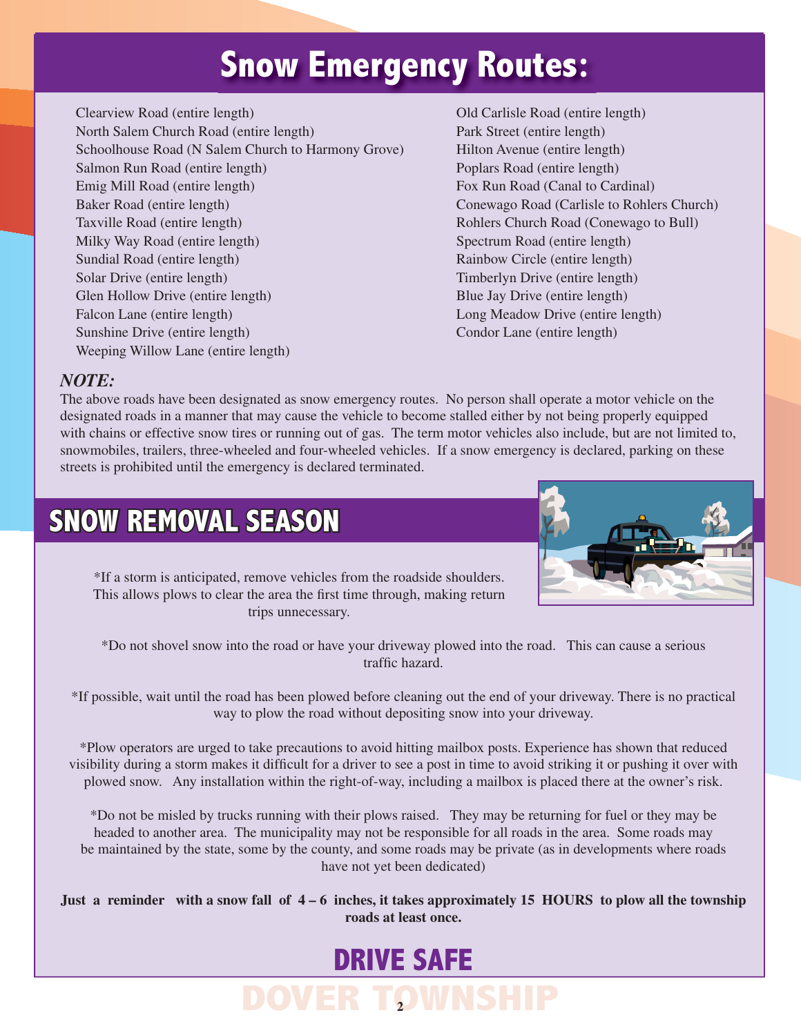# Snow Emergency Routes:

Clearview Road (entire length)
North Salem Church Road (entire length)
Schoolhouse Road (N Salem Church to Harmony Grove)
Salmon Run Road (entire length)
Emig Mill Road (entire length)
Baker Road (entire length)
Taxville Road (entire length)
Milky Way Road (entire length)
Sundial Road (entire length)
Solar Drive (entire length)
Glen Hollow Drive (entire length)
Falcon Lane (entire length)
Sunshine Drive (entire length)
Weeping Willow Lane (entire length)
Old Carlisle Road (entire length)
Park Street (entire length)
Hilton Avenue (entire length)
Poplars Road (entire length)
Fox Run Road (Canal to Cardinal)
Conewago Road (Carlisle to Rohlers Church)
Rohlers Church Road (Conewago to Bull)
Spectrum Road (entire length)
Rainbow Circle (entire length)
Timberlyn Drive (entire length)
Blue Jay Drive (entire length)
Long Meadow Drive (entire length)
Condor Lane (entire length)

***NOTE:***

The above roads have been designated as snow emergency routes. No person shall operate a motor vehicle on the designated roads in a manner that may cause the vehicle to become stalled either by not being properly equipped with chains or effective snow tires or running out of gas. The term motor vehicles also include, but are not limited to, snowmobiles, trailers, three-wheeled and four-wheeled vehicles. If a snow emergency is declared, parking on these streets is prohibited until the emergency is declared terminated.

## SNOW REMOVAL SEASON

*If a storm is anticipated, remove vehicles from the roadside shoulders. This allows plows to clear the area the first time through, making return trips unnecessary.

*Do not shovel snow into the road or have your driveway plowed into the road. This can cause a serious traffic hazard.

*If possible, wait until the road has been plowed before cleaning out the end of your driveway. There is no practical way to plow the road without depositing snow into your driveway.

*Plow operators are urged to take precautions to avoid hitting mailbox posts. Experience has shown that reduced visibility during a storm makes it difficult for a driver to see a post in time to avoid striking it or pushing it over with plowed snow. Any installation within the right-of-way, including a mailbox is placed there at the owner's risk.

*Do not be misled by trucks running with their plows raised. They may be returning for fuel or they may be headed to another area. The municipality may not be responsible for all roads in the area. Some roads may be maintained by the state, some by the county, and some roads may be private (as in developments where roads have not yet been dedicated)

**Just a reminder with a snow fall of 4 – 6 inches, it takes approximately 15 HOURS to plow all the township roads at least once.**

## DRIVE SAFE

DOVER TOWNSHIP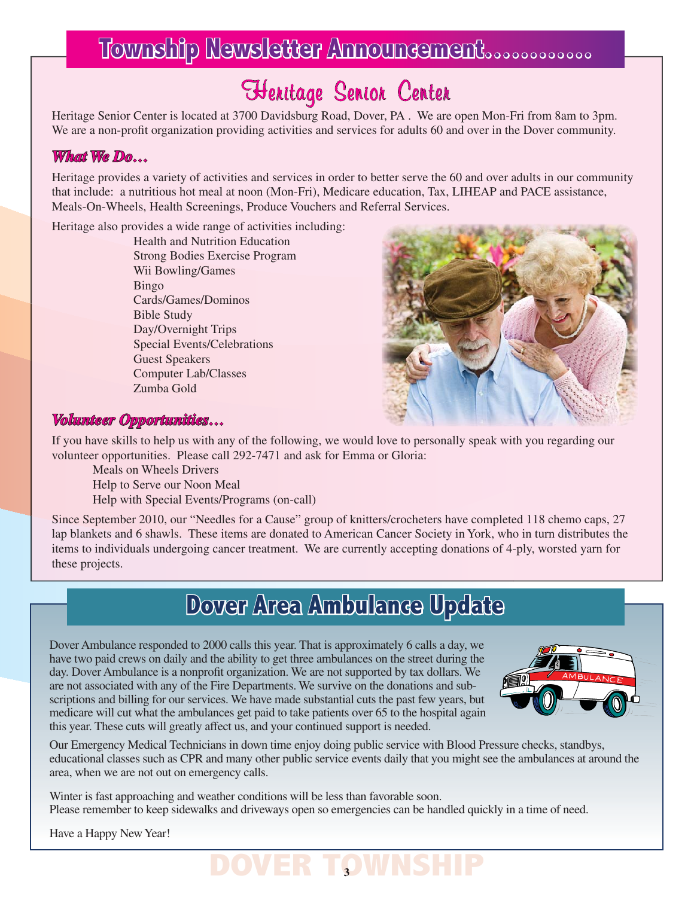# Township Newsletter Announcement.............

## Heritage Senior Center

Heritage Senior Center is located at 3700 Davidsburg Road, Dover, PA . We are open Mon-Fri from 8am to 3pm. We are a non-profit organization providing activities and services for adults 60 and over in the Dover community.

### *What We Do...*

Heritage provides a variety of activities and services in order to better serve the 60 and over adults in our community that include: a nutritious hot meal at noon (Mon-Fri), Medicare education, Tax, LIHEAP and PACE assistance, Meals-On-Wheels, Health Screenings, Produce Vouchers and Referral Services.

Heritage also provides a wide range of activities including:

- Health and Nutrition Education
- Strong Bodies Exercise Program
- Wii Bowling/Games
- Bingo
- Cards/Games/Dominos
- Bible Study
- Day/Overnight Trips
- Special Events/Celebrations
- Guest Speakers
- Computer Lab/Classes
- Zumba Gold

### *Volunteer Opportunities...*

If you have skills to help us with any of the following, we would love to personally speak with you regarding our volunteer opportunities. Please call 292-7471 and ask for Emma or Gloria:

- Meals on Wheels Drivers
- Help to Serve our Noon Meal
- Help with Special Events/Programs (on-call)

Since September 2010, our "Needles for a Cause" group of knitters/crocheters have completed 118 chemo caps, 27 lap blankets and 6 shawls. These items are donated to American Cancer Society in York, who in turn distributes the items to individuals undergoing cancer treatment. We are currently accepting donations of 4-ply, worsted yarn for these projects.

# Dover Area Ambulance Update

Dover Ambulance responded to 2000 calls this year. That is approximately 6 calls a day, we have two paid crews on daily and the ability to get three ambulances on the street during the day. Dover Ambulance is a nonprofit organization. We are not supported by tax dollars. We are not associated with any of the Fire Departments. We survive on the donations and subscriptions and billing for our services. We have made substantial cuts the past few years, but medicare will cut what the ambulances get paid to take patients over 65 to the hospital again this year. These cuts will greatly affect us, and your continued support is needed.

Our Emergency Medical Technicians in down time enjoy doing public service with Blood Pressure checks, standbys, educational classes such as CPR and many other public service events daily that you might see the ambulances at around the area, when we are not out on emergency calls.

Winter is fast approaching and weather conditions will be less than favorable soon.
Please remember to keep sidewalks and driveways open so emergencies can be handled quickly in a time of need.

Have a Happy New Year!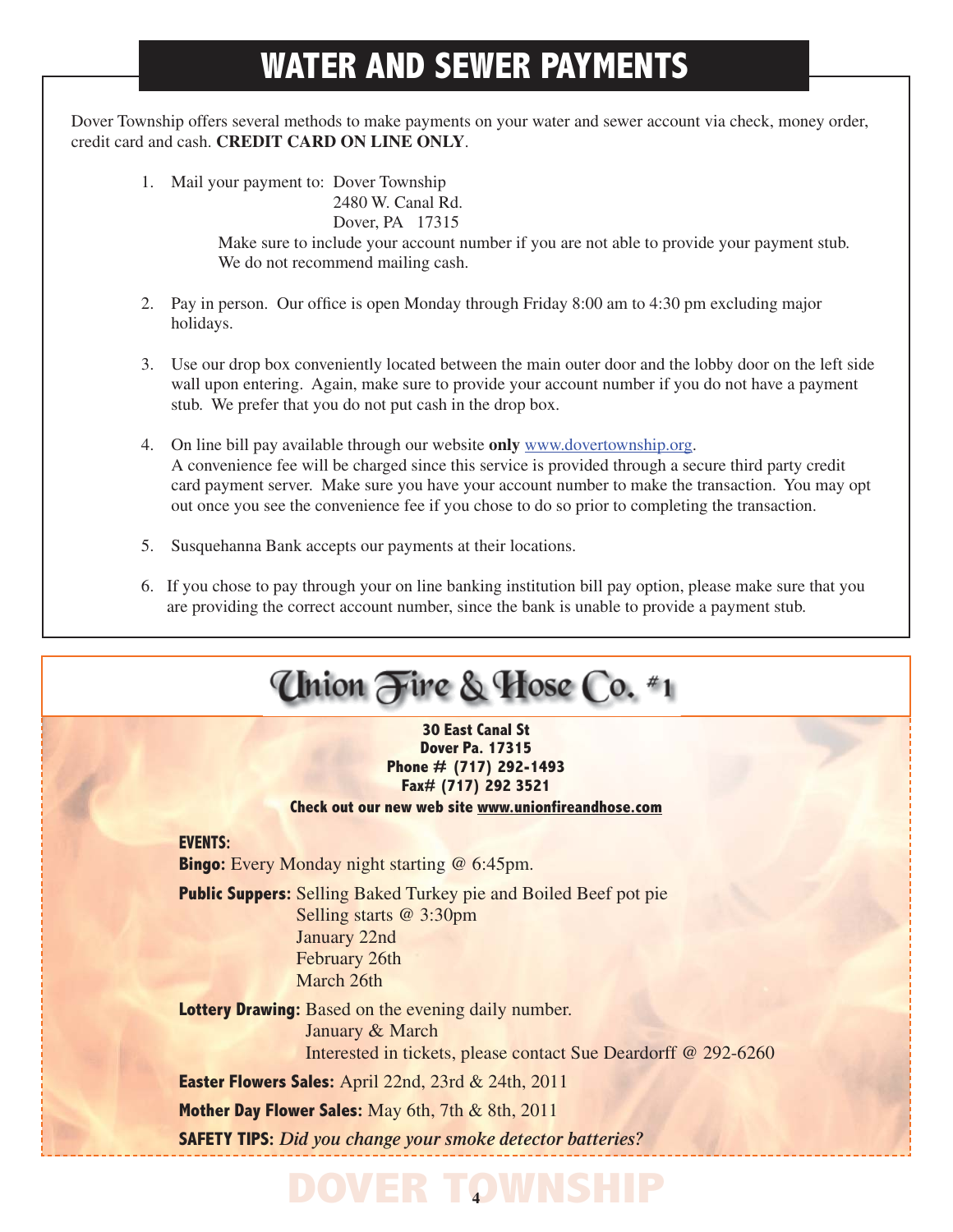# WATER AND SEWER PAYMENTS

Dover Township offers several methods to make payments on your water and sewer account via check, money order, credit card and cash. **CREDIT CARD ON LINE ONLY**.

1. Mail your payment to: Dover Township
   2480 W. Canal Rd.
   Dover, PA 17315

   Make sure to include your account number if you are not able to provide your payment stub. We do not recommend mailing cash.

2. Pay in person. Our office is open Monday through Friday 8:00 am to 4:30 pm excluding major holidays.

3. Use our drop box conveniently located between the main outer door and the lobby door on the left side wall upon entering. Again, make sure to provide your account number if you do not have a payment stub. We prefer that you do not put cash in the drop box.

4. On line bill pay available through our website **only** www.dovertownship.org.
   A convenience fee will be charged since this service is provided through a secure third party credit card payment server. Make sure you have your account number to make the transaction. You may opt out once you see the convenience fee if you chose to do so prior to completing the transaction.

5. Susquehanna Bank accepts our payments at their locations.

6. If you chose to pay through your on line banking institution bill pay option, please make sure that you are providing the correct account number, since the bank is unable to provide a payment stub.

# Union Fire & Hose Co. #1

**30 East Canal St**
**Dover Pa. 17315**
**Phone # (717) 292-1493**
**Fax# (717) 292 3521**
**Check out our new web site www.unionfireandhose.com**

**EVENTS:**

**Bingo:** Every Monday night starting @ 6:45pm.

**Public Suppers:** Selling Baked Turkey pie and Boiled Beef pot pie
Selling starts @ 3:30pm
January 22nd
February 26th
March 26th

**Lottery Drawing:** Based on the evening daily number.
January & March
Interested in tickets, please contact Sue Deardorff @ 292-6260

**Easter Flowers Sales:** April 22nd, 23rd & 24th, 2011

**Mother Day Flower Sales:** May 6th, 7th & 8th, 2011

**SAFETY TIPS:** *Did you change your smoke detector batteries?*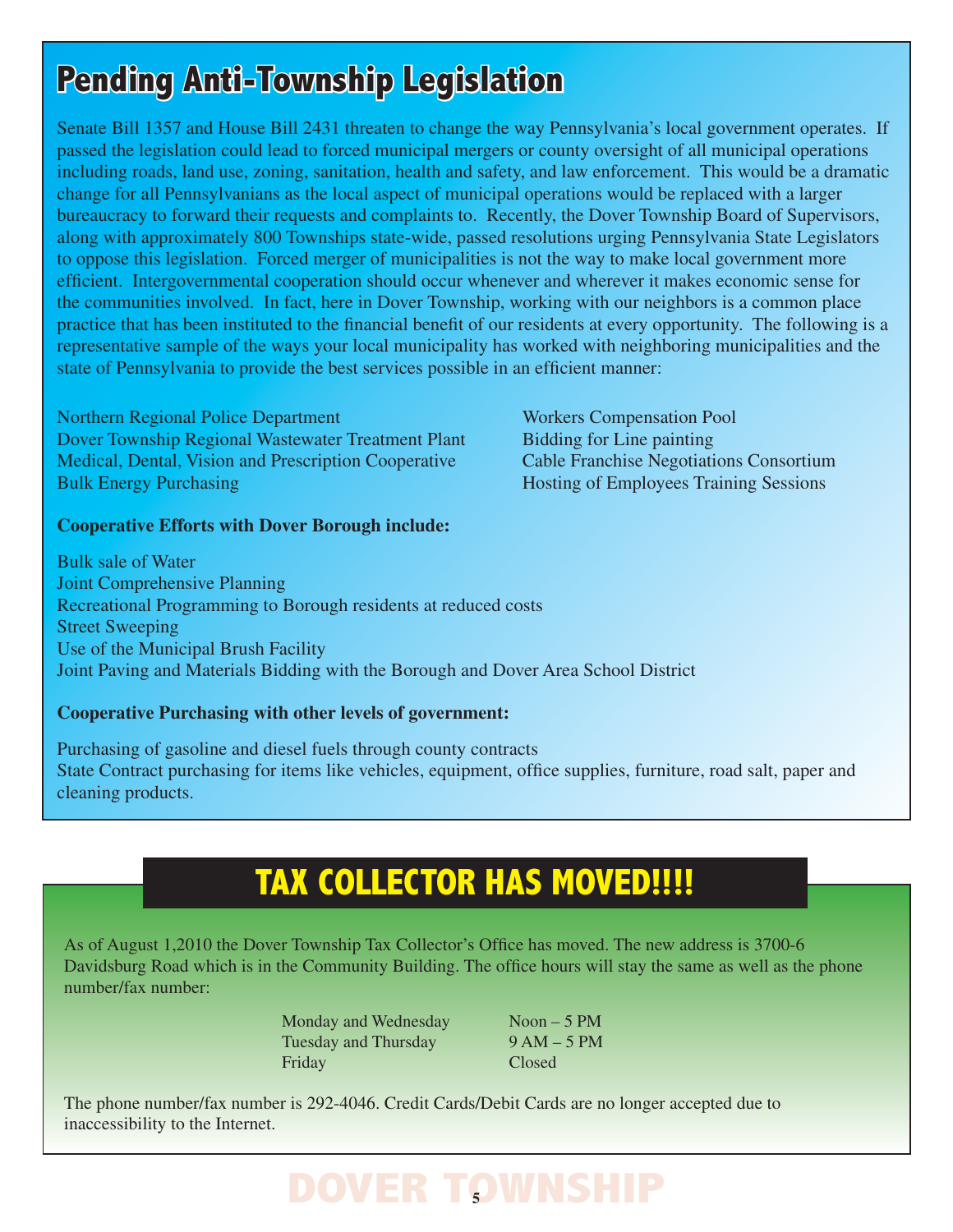## Pending Anti-Township Legislation

Senate Bill 1357 and House Bill 2431 threaten to change the way Pennsylvania's local government operates. If passed the legislation could lead to forced municipal mergers or county oversight of all municipal operations including roads, land use, zoning, sanitation, health and safety, and law enforcement. This would be a dramatic change for all Pennsylvanians as the local aspect of municipal operations would be replaced with a larger bureaucracy to forward their requests and complaints to. Recently, the Dover Township Board of Supervisors, along with approximately 800 Townships state-wide, passed resolutions urging Pennsylvania State Legislators to oppose this legislation. Forced merger of municipalities is not the way to make local government more efficient. Intergovernmental cooperation should occur whenever and wherever it makes economic sense for the communities involved. In fact, here in Dover Township, working with our neighbors is a common place practice that has been instituted to the financial benefit of our residents at every opportunity. The following is a representative sample of the ways your local municipality has worked with neighboring municipalities and the state of Pennsylvania to provide the best services possible in an efficient manner:

Northern Regional Police Department
Dover Township Regional Wastewater Treatment Plant
Medical, Dental, Vision and Prescription Cooperative
Bulk Energy Purchasing
Workers Compensation Pool
Bidding for Line painting
Cable Franchise Negotiations Consortium
Hosting of Employees Training Sessions

**Cooperative Efforts with Dover Borough include:**

Bulk sale of Water
Joint Comprehensive Planning
Recreational Programming to Borough residents at reduced costs
Street Sweeping
Use of the Municipal Brush Facility
Joint Paving and Materials Bidding with the Borough and Dover Area School District

**Cooperative Purchasing with other levels of government:**

Purchasing of gasoline and diesel fuels through county contracts
State Contract purchasing for items like vehicles, equipment, office supplies, furniture, road salt, paper and cleaning products.

## TAX COLLECTOR HAS MOVED!!!!

As of August 1,2010 the Dover Township Tax Collector's Office has moved. The new address is 3700-6 Davidsburg Road which is in the Community Building. The office hours will stay the same as well as the phone number/fax number:

| | |
|---|---|
| Monday and Wednesday | Noon – 5 PM |
| Tuesday and Thursday | 9 AM – 5 PM |
| Friday | Closed |

The phone number/fax number is 292-4046. Credit Cards/Debit Cards are no longer accepted due to inaccessibility to the Internet.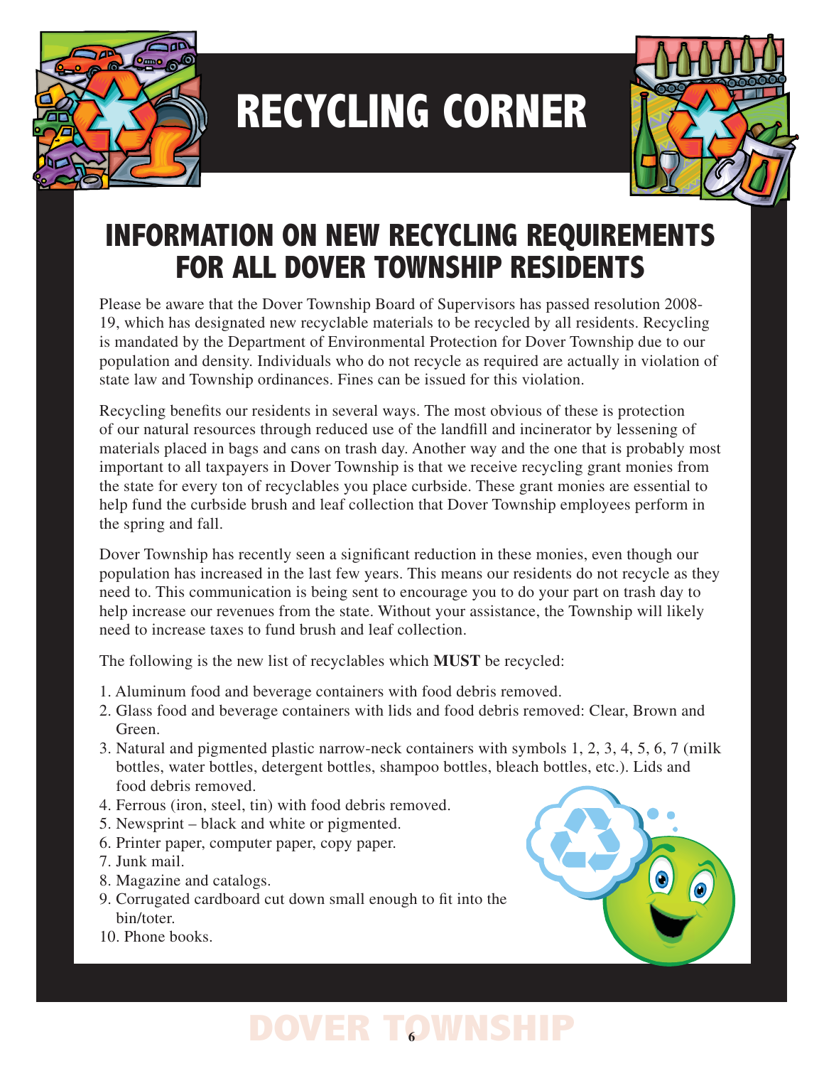# RECYCLING CORNER

## INFORMATION ON NEW RECYCLING REQUIREMENTS FOR ALL DOVER TOWNSHIP RESIDENTS

Please be aware that the Dover Township Board of Supervisors has passed resolution 2008-19, which has designated new recyclable materials to be recycled by all residents. Recycling is mandated by the Department of Environmental Protection for Dover Township due to our population and density. Individuals who do not recycle as required are actually in violation of state law and Township ordinances. Fines can be issued for this violation.

Recycling benefits our residents in several ways. The most obvious of these is protection of our natural resources through reduced use of the landfill and incinerator by lessening of materials placed in bags and cans on trash day. Another way and the one that is probably most important to all taxpayers in Dover Township is that we receive recycling grant monies from the state for every ton of recyclables you place curbside. These grant monies are essential to help fund the curbside brush and leaf collection that Dover Township employees perform in the spring and fall.

Dover Township has recently seen a significant reduction in these monies, even though our population has increased in the last few years. This means our residents do not recycle as they need to. This communication is being sent to encourage you to do your part on trash day to help increase our revenues from the state. Without your assistance, the Township will likely need to increase taxes to fund brush and leaf collection.

The following is the new list of recyclables which **MUST** be recycled:

1. Aluminum food and beverage containers with food debris removed.
2. Glass food and beverage containers with lids and food debris removed: Clear, Brown and Green.
3. Natural and pigmented plastic narrow-neck containers with symbols 1, 2, 3, 4, 5, 6, 7 (milk bottles, water bottles, detergent bottles, shampoo bottles, bleach bottles, etc.). Lids and food debris removed.
4. Ferrous (iron, steel, tin) with food debris removed.
5. Newsprint – black and white or pigmented.
6. Printer paper, computer paper, copy paper.
7. Junk mail.
8. Magazine and catalogs.
9. Corrugated cardboard cut down small enough to fit into the bin/toter.
10. Phone books.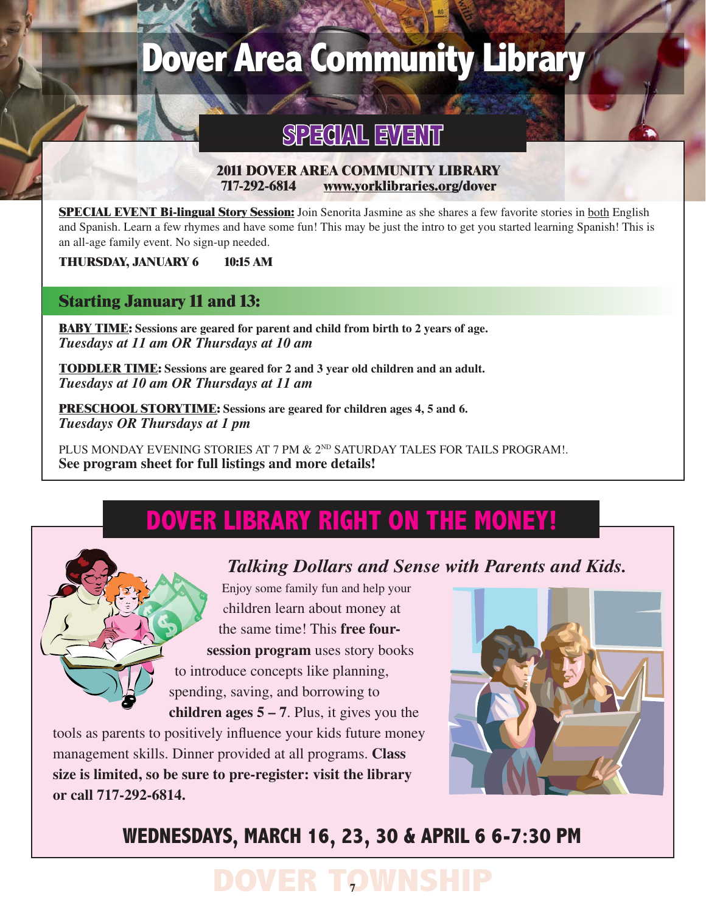# Dover Area Community Library

## SPECIAL EVENT

**2011 DOVER AREA COMMUNITY LIBRARY**
**717-292-6814 www.yorklibraries.org/dover**

**SPECIAL EVENT Bi-lingual Story Session:** Join Senorita Jasmine as she shares a few favorite stories in both English and Spanish. Learn a few rhymes and have some fun! This may be just the intro to get you started learning Spanish! This is an all-age family event. No sign-up needed.

**THURSDAY, JANUARY 6 10:15 AM**

### Starting January 11 and 13:

**BABY TIME: Sessions are geared for parent and child from birth to 2 years of age.**
***Tuesdays at 11 am OR Thursdays at 10 am***

**TODDLER TIME: Sessions are geared for 2 and 3 year old children and an adult.**
***Tuesdays at 10 am OR Thursdays at 11 am***

**PRESCHOOL STORYTIME: Sessions are geared for children ages 4, 5 and 6.**
***Tuesdays OR Thursdays at 1 pm***

PLUS MONDAY EVENING STORIES AT 7 PM & 2ND SATURDAY TALES FOR TAILS PROGRAM!.
**See program sheet for full listings and more details!**

## DOVER LIBRARY RIGHT ON THE MONEY!

***Talking Dollars and Sense with Parents and Kids.***

Enjoy some family fun and help your children learn about money at the same time! This **free four-session program** uses story books to introduce concepts like planning, spending, saving, and borrowing to **children ages 5 – 7**. Plus, it gives you the tools as parents to positively influence your kids future money management skills. Dinner provided at all programs. **Class size is limited, so be sure to pre-register: visit the library or call 717-292-6814.**

**WEDNESDAYS, MARCH 16, 23, 30 & APRIL 6 6-7:30 PM**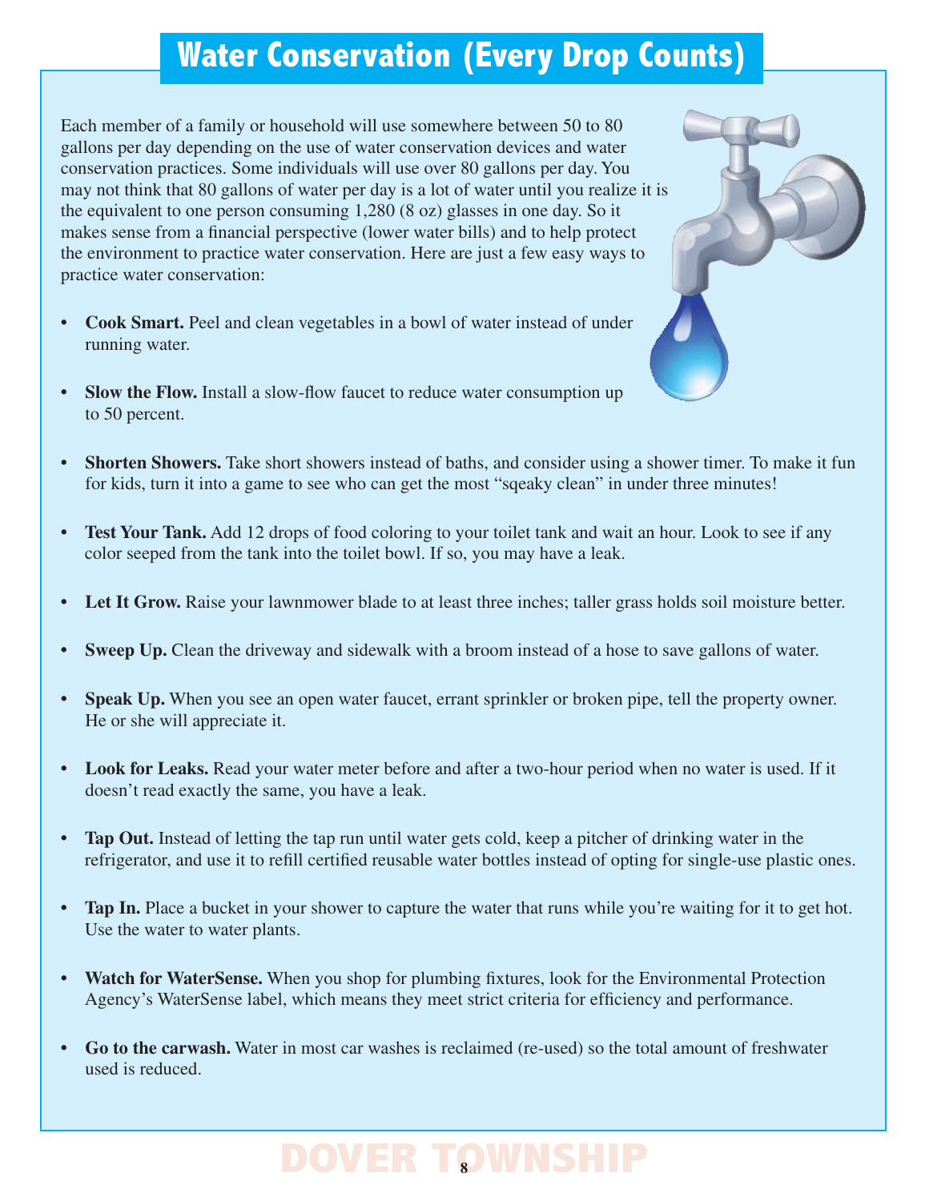# Water Conservation (Every Drop Counts)

Each member of a family or household will use somewhere between 50 to 80 gallons per day depending on the use of water conservation devices and water conservation practices. Some individuals will use over 80 gallons per day. You may not think that 80 gallons of water per day is a lot of water until you realize it is the equivalent to one person consuming 1,280 (8 oz) glasses in one day. So it makes sense from a financial perspective (lower water bills) and to help protect the environment to practice water conservation. Here are just a few easy ways to practice water conservation:

- **Cook Smart.** Peel and clean vegetables in a bowl of water instead of under running water.
- **Slow the Flow.** Install a slow-flow faucet to reduce water consumption up to 50 percent.
- **Shorten Showers.** Take short showers instead of baths, and consider using a shower timer. To make it fun for kids, turn it into a game to see who can get the most "sqeaky clean" in under three minutes!
- **Test Your Tank.** Add 12 drops of food coloring to your toilet tank and wait an hour. Look to see if any color seeped from the tank into the toilet bowl. If so, you may have a leak.
- **Let It Grow.** Raise your lawnmower blade to at least three inches; taller grass holds soil moisture better.
- **Sweep Up.** Clean the driveway and sidewalk with a broom instead of a hose to save gallons of water.
- **Speak Up.** When you see an open water faucet, errant sprinkler or broken pipe, tell the property owner. He or she will appreciate it.
- **Look for Leaks.** Read your water meter before and after a two-hour period when no water is used. If it doesn't read exactly the same, you have a leak.
- **Tap Out.** Instead of letting the tap run until water gets cold, keep a pitcher of drinking water in the refrigerator, and use it to refill certified reusable water bottles instead of opting for single-use plastic ones.
- **Tap In.** Place a bucket in your shower to capture the water that runs while you're waiting for it to get hot. Use the water to water plants.
- **Watch for WaterSense.** When you shop for plumbing fixtures, look for the Environmental Protection Agency's WaterSense label, which means they meet strict criteria for efficiency and performance.
- **Go to the carwash.** Water in most car washes is reclaimed (re-used) so the total amount of freshwater used is reduced.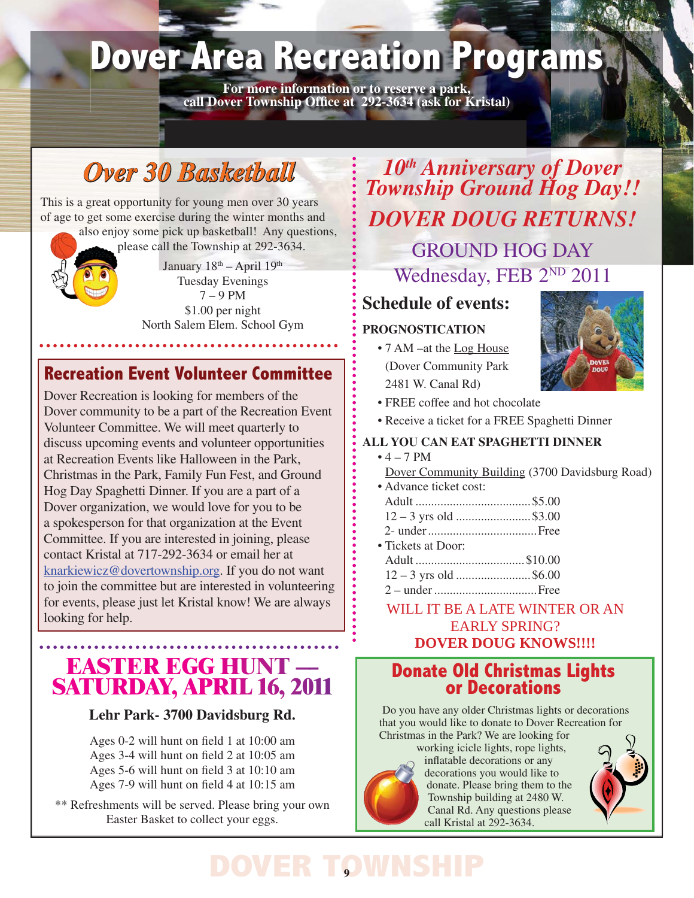# Dover Area Recreation Programs

**For more information or to reserve a park, call Dover Township Office at 292-3634 (ask for Kristal)**

## Over 30 Basketball

This is a great opportunity for young men over 30 years of age to get some exercise during the winter months and also enjoy some pick up basketball! Any questions, please call the Township at 292-3634.

January 18th – April 19th
Tuesday Evenings
7 – 9 PM
$1.00 per night
North Salem Elem. School Gym

## Recreation Event Volunteer Committee

Dover Recreation is looking for members of the Dover community to be a part of the Recreation Event Volunteer Committee. We will meet quarterly to discuss upcoming events and volunteer opportunities at Recreation Events like Halloween in the Park, Christmas in the Park, Family Fun Fest, and Ground Hog Day Spaghetti Dinner. If you are a part of a Dover organization, we would love for you to be a spokesperson for that organization at the Event Committee. If you are interested in joining, please contact Kristal at 717-292-3634 or email her at knarkiewicz@dovertownship.org. If you do not want to join the committee but are interested in volunteering for events, please just let Kristal know! We are always looking for help.

## EASTER EGG HUNT — SATURDAY, APRIL 16, 2011

**Lehr Park- 3700 Davidsburg Rd.**

Ages 0-2 will hunt on field 1 at 10:00 am
Ages 3-4 will hunt on field 2 at 10:05 am
Ages 5-6 will hunt on field 3 at 10:10 am
Ages 7-9 will hunt on field 4 at 10:15 am

** Refreshments will be served. Please bring your own Easter Basket to collect your eggs.

## *10th Anniversary of Dover Township Ground Hog Day!!*

## *DOVER DOUG RETURNS!*

### GROUND HOG DAY
### Wednesday, FEB 2ND 2011

### Schedule of events:

**PROGNOSTICATION**

- 7 AM –at the Log House (Dover Community Park 2481 W. Canal Rd)
- FREE coffee and hot chocolate
- Receive a ticket for a FREE Spaghetti Dinner

**ALL YOU CAN EAT SPAGHETTI DINNER**

- 4 – 7 PM
  Dover Community Building (3700 Davidsburg Road)
- Advance ticket cost:
  Adult .................... $5.00
  12 – 3 yrs old .................... $3.00
  2- under .................... Free
- Tickets at Door:
  Adult .................... $10.00
  12 – 3 yrs old .................... $6.00
  2 – under .................... Free

WILL IT BE A LATE WINTER OR AN EARLY SPRING?
**DOVER DOUG KNOWS!!!!**

## Donate Old Christmas Lights or Decorations

Do you have any older Christmas lights or decorations that you would like to donate to Dover Recreation for Christmas in the Park? We are looking for working icicle lights, rope lights, inflatable decorations or any decorations you would like to donate. Please bring them to the Township building at 2480 W. Canal Rd. Any questions please call Kristal at 292-3634.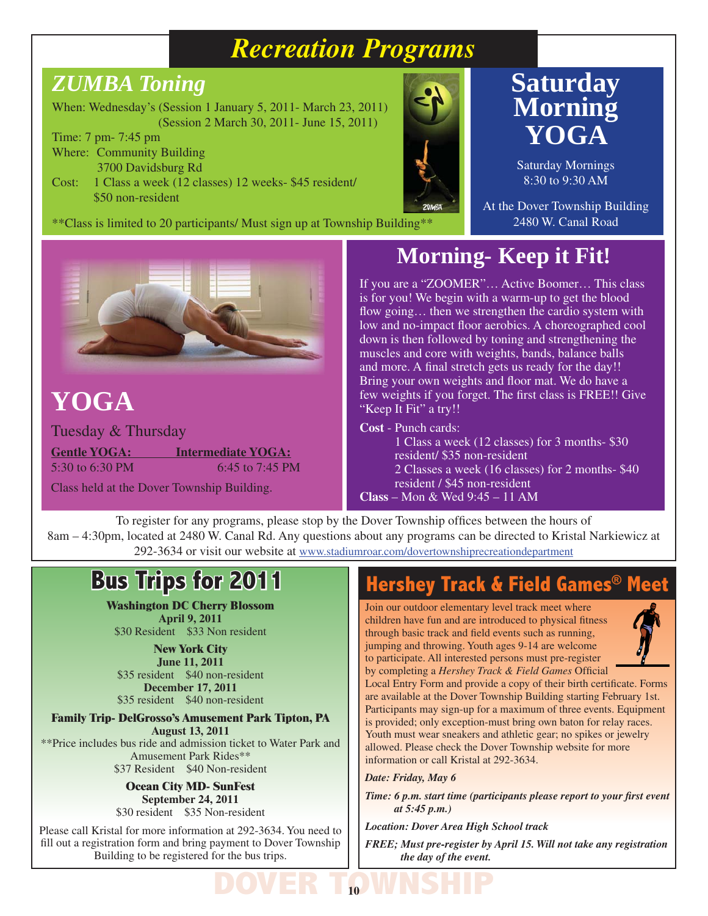# Recreation Programs

## ZUMBA Toning

When: Wednesday's (Session 1 January 5, 2011- March 23, 2011)
(Session 2 March 30, 2011- June 15, 2011)

Time: 7 pm- 7:45 pm

Where: Community Building
3700 Davidsburg Rd

Cost: 1 Class a week (12 classes) 12 weeks- $45 resident/
$50 non-resident

**Class is limited to 20 participants/ Must sign up at Township Building**

## Saturday Morning YOGA

Saturday Mornings
8:30 to 9:30 AM

At the Dover Township Building
2480 W. Canal Road

## YOGA

Tuesday & Thursday

**Gentle YOGA:**
5:30 to 6:30 PM

**Intermediate YOGA:**
6:45 to 7:45 PM

Class held at the Dover Township Building.

## Morning- Keep it Fit!

If you are a "ZOOMER"… Active Boomer… This class is for you! We begin with a warm-up to get the blood flow going… then we strengthen the cardio system with low and no-impact floor aerobics. A choreographed cool down is then followed by toning and strengthening the muscles and core with weights, bands, balance balls and more. A final stretch gets us ready for the day!! Bring your own weights and floor mat. We do have a few weights if you forget. The first class is FREE!! Give "Keep It Fit" a try!!

**Cost** - Punch cards:
1 Class a week (12 classes) for 3 months- $30 resident/ $35 non-resident
2 Classes a week (16 classes) for 2 months- $40 resident / $45 non-resident

**Class** – Mon & Wed 9:45 – 11 AM

To register for any programs, please stop by the Dover Township offices between the hours of 8am – 4:30pm, located at 2480 W. Canal Rd. Any questions about any programs can be directed to Kristal Narkiewicz at 292-3634 or visit our website at www.stadiumroar.com/dovertownshiprecreationdepartment

## Bus Trips for 2011

**Washington DC Cherry Blossom**
**April 9, 2011**
$30 Resident $33 Non resident

**New York City**
**June 11, 2011**
$35 resident $40 non-resident
**December 17, 2011**
$35 resident $40 non-resident

**Family Trip- DelGrosso's Amusement Park Tipton, PA**
**August 13, 2011**
**Price includes bus ride and admission ticket to Water Park and Amusement Park Rides**
$37 Resident $40 Non-resident

**Ocean City MD- SunFest**
**September 24, 2011**
$30 resident $35 Non-resident

Please call Kristal for more information at 292-3634. You need to fill out a registration form and bring payment to Dover Township Building to be registered for the bus trips.

## Hershey Track & Field Games® Meet

Join our outdoor elementary level track meet where children have fun and are introduced to physical fitness through basic track and field events such as running, jumping and throwing. Youth ages 9-14 are welcome to participate. All interested persons must pre-register by completing a *Hershey Track & Field Games* Official Local Entry Form and provide a copy of their birth certificate. Forms are available at the Dover Township Building starting February 1st. Participants may sign-up for a maximum of three events. Equipment is provided; only exception-must bring own baton for relay races. Youth must wear sneakers and athletic gear; no spikes or jewelry allowed. Please check the Dover Township website for more information or call Kristal at 292-3634.

***Date: Friday, May 6***

***Time: 6 p.m. start time (participants please report to your first event at 5:45 p.m.)***

***Location: Dover Area High School track***

***FREE; Must pre-register by April 15. Will not take any registration the day of the event.***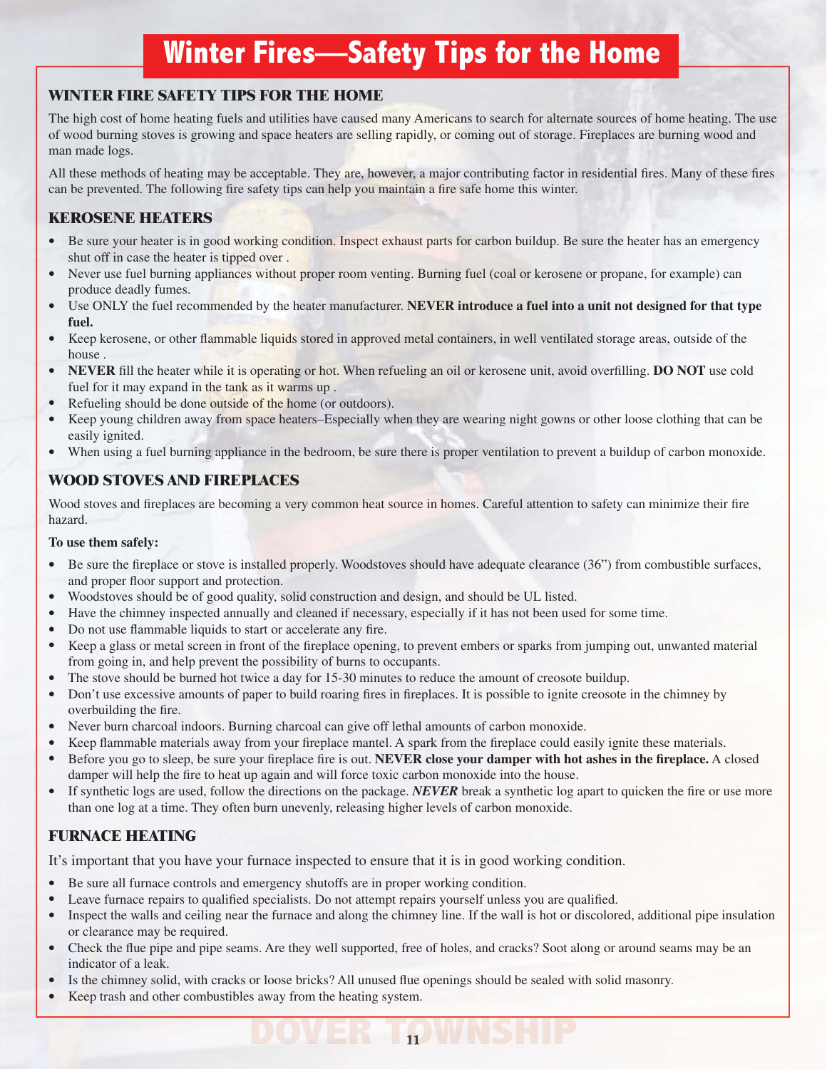# Winter Fires—Safety Tips for the Home

## WINTER FIRE SAFETY TIPS FOR THE HOME

The high cost of home heating fuels and utilities have caused many Americans to search for alternate sources of home heating. The use of wood burning stoves is growing and space heaters are selling rapidly, or coming out of storage. Fireplaces are burning wood and man made logs.

All these methods of heating may be acceptable. They are, however, a major contributing factor in residential fires. Many of these fires can be prevented. The following fire safety tips can help you maintain a fire safe home this winter.

## KEROSENE HEATERS

- Be sure your heater is in good working condition. Inspect exhaust parts for carbon buildup. Be sure the heater has an emergency shut off in case the heater is tipped over .
- Never use fuel burning appliances without proper room venting. Burning fuel (coal or kerosene or propane, for example) can produce deadly fumes.
- Use ONLY the fuel recommended by the heater manufacturer. **NEVER introduce a fuel into a unit not designed for that type fuel.**
- Keep kerosene, or other flammable liquids stored in approved metal containers, in well ventilated storage areas, outside of the house .
- **NEVER** fill the heater while it is operating or hot. When refueling an oil or kerosene unit, avoid overfilling. **DO NOT** use cold fuel for it may expand in the tank as it warms up .
- Refueling should be done outside of the home (or outdoors).
- Keep young children away from space heaters–Especially when they are wearing night gowns or other loose clothing that can be easily ignited.
- When using a fuel burning appliance in the bedroom, be sure there is proper ventilation to prevent a buildup of carbon monoxide.

## WOOD STOVES AND FIREPLACES

Wood stoves and fireplaces are becoming a very common heat source in homes. Careful attention to safety can minimize their fire hazard.

**To use them safely:**

- Be sure the fireplace or stove is installed properly. Woodstoves should have adequate clearance (36”) from combustible surfaces, and proper floor support and protection.
- Woodstoves should be of good quality, solid construction and design, and should be UL listed.
- Have the chimney inspected annually and cleaned if necessary, especially if it has not been used for some time.
- Do not use flammable liquids to start or accelerate any fire.
- Keep a glass or metal screen in front of the fireplace opening, to prevent embers or sparks from jumping out, unwanted material from going in, and help prevent the possibility of burns to occupants.
- The stove should be burned hot twice a day for 15-30 minutes to reduce the amount of creosote buildup.
- Don’t use excessive amounts of paper to build roaring fires in fireplaces. It is possible to ignite creosote in the chimney by overbuilding the fire.
- Never burn charcoal indoors. Burning charcoal can give off lethal amounts of carbon monoxide.
- Keep flammable materials away from your fireplace mantel. A spark from the fireplace could easily ignite these materials.
- Before you go to sleep, be sure your fireplace fire is out. **NEVER close your damper with hot ashes in the fireplace.** A closed damper will help the fire to heat up again and will force toxic carbon monoxide into the house.
- If synthetic logs are used, follow the directions on the package. ***NEVER*** break a synthetic log apart to quicken the fire or use more than one log at a time. They often burn unevenly, releasing higher levels of carbon monoxide.

## FURNACE HEATING

It’s important that you have your furnace inspected to ensure that it is in good working condition.

- Be sure all furnace controls and emergency shutoffs are in proper working condition.
- Leave furnace repairs to qualified specialists. Do not attempt repairs yourself unless you are qualified.
- Inspect the walls and ceiling near the furnace and along the chimney line. If the wall is hot or discolored, additional pipe insulation or clearance may be required.
- Check the flue pipe and pipe seams. Are they well supported, free of holes, and cracks? Soot along or around seams may be an indicator of a leak.
- Is the chimney solid, with cracks or loose bricks? All unused flue openings should be sealed with solid masonry.
- Keep trash and other combustibles away from the heating system.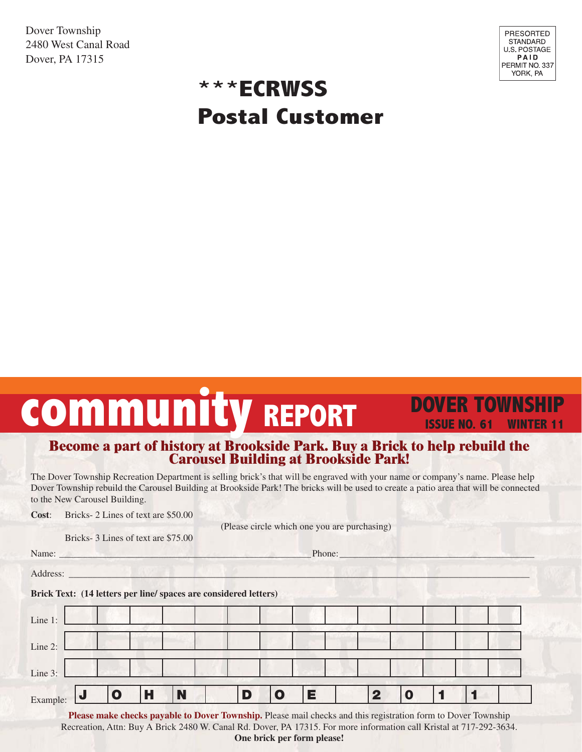Dover Township
2480 West Canal Road
Dover, PA 17315

PRESORTED
STANDARD
U.S. POSTAGE
PAID
PERMIT NO. 337
YORK, PA

***ECRWSS
Postal Customer

# community REPORT

DOVER TOWNSHIP
ISSUE NO. 61 WINTER 11

## Become a part of history at Brookside Park. Buy a Brick to help rebuild the Carousel Building at Brookside Park!

The Dover Township Recreation Department is selling brick's that will be engraved with your name or company's name. Please help Dover Township rebuild the Carousel Building at Brookside Park! The bricks will be used to create a patio area that will be connected to the New Carousel Building.

**Cost**: Bricks- 2 Lines of text are $50.00

Bricks- 3 Lines of text are $75.00

(Please circle which one you are purchasing)

Name: ______________________________ Phone: ______________________________

Address: ____________________________________________________________

**Brick Text: (14 letters per line/ spaces are considered letters)**

| | | | | | | | | | | | | | | |
|---|---|---|---|---|---|---|---|---|---|---|---|---|---|---|
| Line 1: | | | | | | | | | | | | | | |
| Line 2: | | | | | | | | | | | | | | |
| Line 3: | | | | | | | | | | | | | | |
| Example: | J | O | H | N | | D | O | E | | 2 | 0 | 1 | 1 | |

**Please make checks payable to Dover Township.** Please mail checks and this registration form to Dover Township Recreation, Attn: Buy A Brick 2480 W. Canal Rd. Dover, PA 17315. For more information call Kristal at 717-292-3634.

**One brick per form please!**